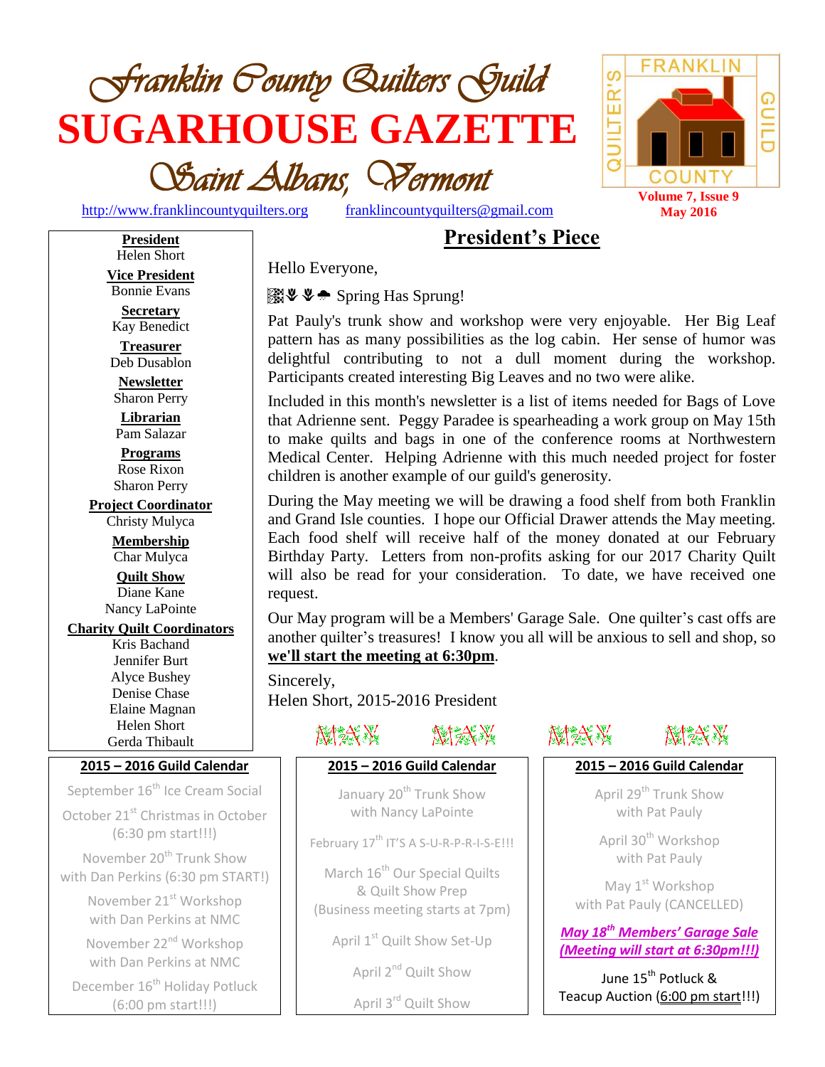# Franklin County Quilters Guild

# SUGARHOUSE GAZETTE

## Saint Albans, Vermont

http://www.franklincountyquilters.org franklincountyquilters@gmail.com

Volume 7, Issue 9
May 2016

**President**
Helen Short

**Vice President**
Bonnie Evans

**Secretary**
Kay Benedict

**Treasurer**
Deb Dusablon

**Newsletter**
Sharon Perry

**Librarian**
Pam Salazar

**Programs**
Rose Rixon
Sharon Perry

**Project Coordinator**
Christy Mulyca

**Membership**
Char Mulyca

**Quilt Show**
Diane Kane
Nancy LaPointe

**Charity Quilt Coordinators**
Kris Bachand
Jennifer Burt
Alyce Bushey
Denise Chase
Elaine Magnan
Helen Short
Gerda Thibault

## President's Piece

Hello Everyone,

Spring Has Sprung!

Pat Pauly's trunk show and workshop were very enjoyable. Her Big Leaf pattern has as many possibilities as the log cabin. Her sense of humor was delightful contributing to not a dull moment during the workshop. Participants created interesting Big Leaves and no two were alike.

Included in this month's newsletter is a list of items needed for Bags of Love that Adrienne sent. Peggy Paradee is spearheading a work group on May 15th to make quilts and bags in one of the conference rooms at Northwestern Medical Center. Helping Adrienne with this much needed project for foster children is another example of our guild's generosity.

During the May meeting we will be drawing a food shelf from both Franklin and Grand Isle counties. I hope our Official Drawer attends the May meeting. Each food shelf will receive half of the money donated at our February Birthday Party. Letters from non-profits asking for our 2017 Charity Quilt will also be read for your consideration. To date, we have received one request.

Our May program will be a Members' Garage Sale. One quilter's cast offs are another quilter's treasures! I know you all will be anxious to sell and shop, so **we'll start the meeting at 6:30pm**.

Sincerely,
Helen Short, 2015-2016 President

MAY MAY MAY MAY

### 2015 – 2016 Guild Calendar

September 16th Ice Cream Social

October 21st Christmas in October (6:30 pm start!!!)

November 20th Trunk Show with Dan Perkins (6:30 pm START!)

November 21st Workshop with Dan Perkins at NMC

November 22nd Workshop with Dan Perkins at NMC

December 16th Holiday Potluck (6:00 pm start!!!)

January 20th Trunk Show with Nancy LaPointe

February 17th IT'S A S-U-R-P-R-I-S-E!!!

March 16th Our Special Quilts & Quilt Show Prep (Business meeting starts at 7pm)

April 1st Quilt Show Set-Up

April 2nd Quilt Show

April 3rd Quilt Show

April 29th Trunk Show with Pat Pauly

April 30th Workshop with Pat Pauly

May 1st Workshop with Pat Pauly (CANCELLED)

***May 18th Members' Garage Sale (Meeting will start at 6:30pm!!!)***

June 15th Potluck & Teacup Auction (6:00 pm start!!!)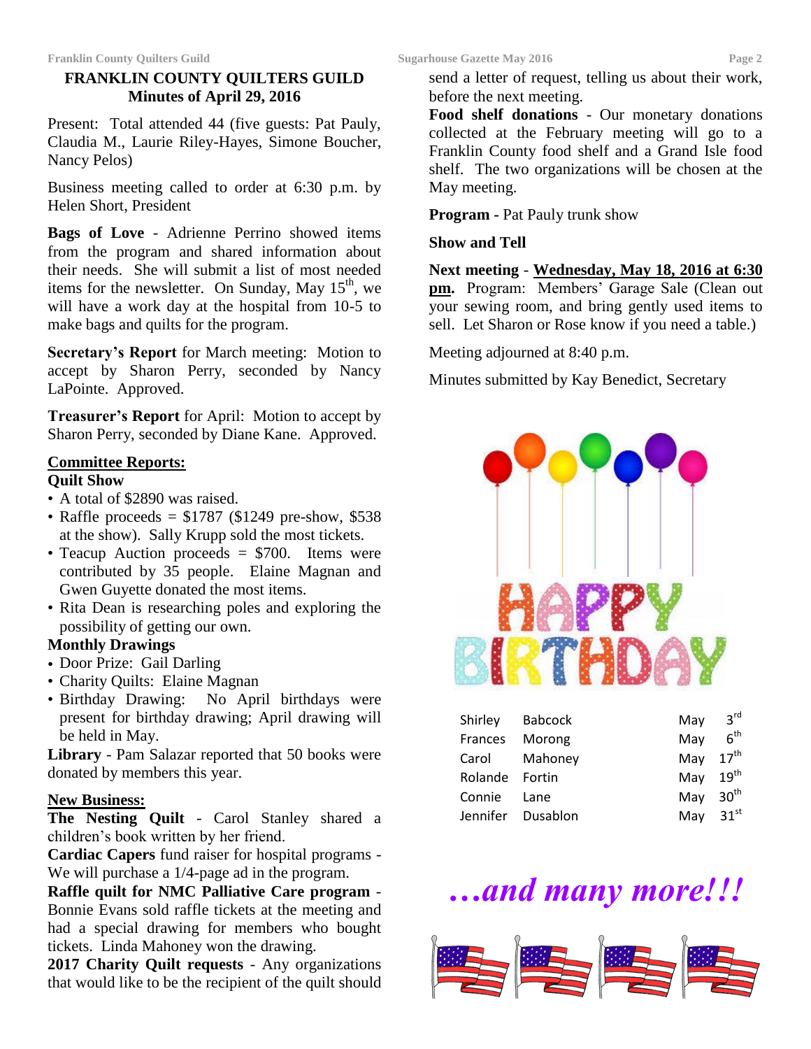## FRANKLIN COUNTY QUILTERS GUILD
## Minutes of April 29, 2016

Present: Total attended 44 (five guests: Pat Pauly, Claudia M., Laurie Riley-Hayes, Simone Boucher, Nancy Pelos)

Business meeting called to order at 6:30 p.m. by Helen Short, President

**Bags of Love** - Adrienne Perrino showed items from the program and shared information about their needs. She will submit a list of most needed items for the newsletter. On Sunday, May 15th, we will have a work day at the hospital from 10-5 to make bags and quilts for the program.

**Secretary's Report** for March meeting: Motion to accept by Sharon Perry, seconded by Nancy LaPointe. Approved.

**Treasurer's Report** for April: Motion to accept by Sharon Perry, seconded by Diane Kane. Approved.

**Committee Reports:**

**Quilt Show**

- A total of $2890 was raised.
- Raffle proceeds = $1787 ($1249 pre-show, $538 at the show). Sally Krupp sold the most tickets.
- Teacup Auction proceeds = $700. Items were contributed by 35 people. Elaine Magnan and Gwen Guyette donated the most items.
- Rita Dean is researching poles and exploring the possibility of getting our own.

**Monthly Drawings**

- Door Prize: Gail Darling
- Charity Quilts: Elaine Magnan
- Birthday Drawing: No April birthdays were present for birthday drawing; April drawing will be held in May.

**Library** - Pam Salazar reported that 50 books were donated by members this year.

**New Business:**

**The Nesting Quilt** - Carol Stanley shared a children's book written by her friend.

**Cardiac Capers** fund raiser for hospital programs - We will purchase a 1/4-page ad in the program.

**Raffle quilt for NMC Palliative Care program** - Bonnie Evans sold raffle tickets at the meeting and had a special drawing for members who bought tickets. Linda Mahoney won the drawing.

**2017 Charity Quilt requests** - Any organizations that would like to be the recipient of the quilt should send a letter of request, telling us about their work, before the next meeting.

**Food shelf donations** - Our monetary donations collected at the February meeting will go to a Franklin County food shelf and a Grand Isle food shelf. The two organizations will be chosen at the May meeting.

**Program** - Pat Pauly trunk show

**Show and Tell**

**Next meeting** - **Wednesday, May 18, 2016 at 6:30 pm.** Program: Members' Garage Sale (Clean out your sewing room, and bring gently used items to sell. Let Sharon or Rose know if you need a table.)

Meeting adjourned at 8:40 p.m.

Minutes submitted by Kay Benedict, Secretary

**HAPPY BIRTHDAY**

| | | | |
|---|---|---|---|
| Shirley | Babcock | May | 3rd |
| Frances | Morong | May | 6th |
| Carol | Mahoney | May | 17th |
| Rolande | Fortin | May | 19th |
| Connie | Lane | May | 30th |
| Jennifer | Dusablon | May | 31st |

***…and many more!!!***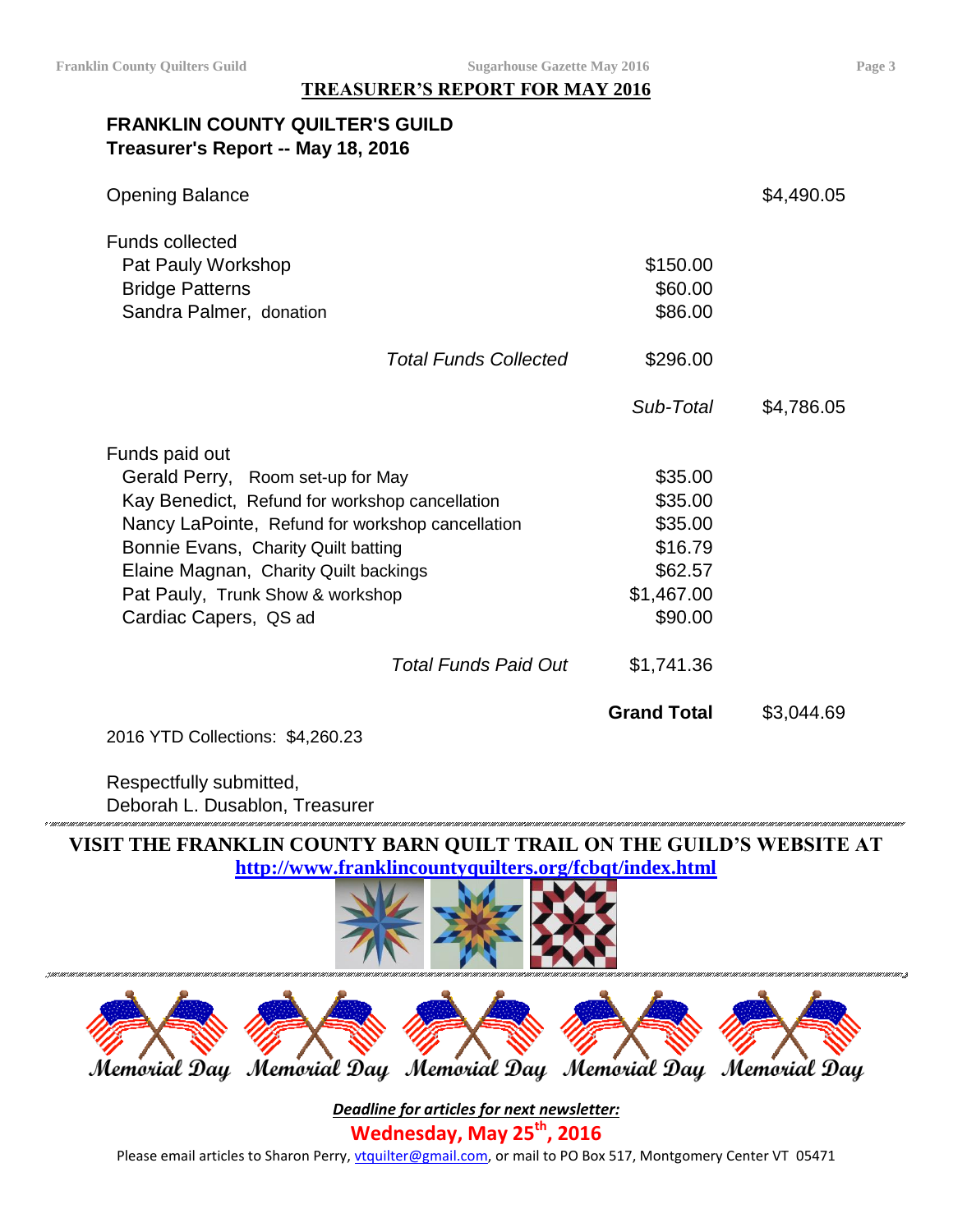## TREASURER'S REPORT FOR MAY 2016

**FRANKLIN COUNTY QUILTER'S GUILD**
**Treasurer's Report -- May 18, 2016**

| | | |
|---|---|---|
| Opening Balance | | $4,490.05 |
| Funds collected | | |
| Pat Pauly Workshop | $150.00 | |
| Bridge Patterns | $60.00 | |
| Sandra Palmer, donation | $86.00 | |
| *Total Funds Collected* | $296.00 | |
| | *Sub-Total* | $4,786.05 |
| Funds paid out | | |
| Gerald Perry, Room set-up for May | $35.00 | |
| Kay Benedict, Refund for workshop cancellation | $35.00 | |
| Nancy LaPointe, Refund for workshop cancellation | $35.00 | |
| Bonnie Evans, Charity Quilt batting | $16.79 | |
| Elaine Magnan, Charity Quilt backings | $62.57 | |
| Pat Pauly, Trunk Show & workshop | $1,467.00 | |
| Cardiac Capers, QS ad | $90.00 | |
| *Total Funds Paid Out* | $1,741.36 | |
| | **Grand Total** | $3,044.69 |

2016 YTD Collections: $4,260.23

Respectfully submitted,
Deborah L. Dusablon, Treasurer

**VISIT THE FRANKLIN COUNTY BARN QUILT TRAIL ON THE GUILD'S WEBSITE AT**
**http://www.franklincountyquilters.org/fcbqt/index.html**

Memorial Day Memorial Day Memorial Day Memorial Day Memorial Day

***Deadline for articles for next newsletter:***

**Wednesday, May 25th, 2016**

Please email articles to Sharon Perry, vtquilter@gmail.com, or mail to PO Box 517, Montgomery Center VT 05471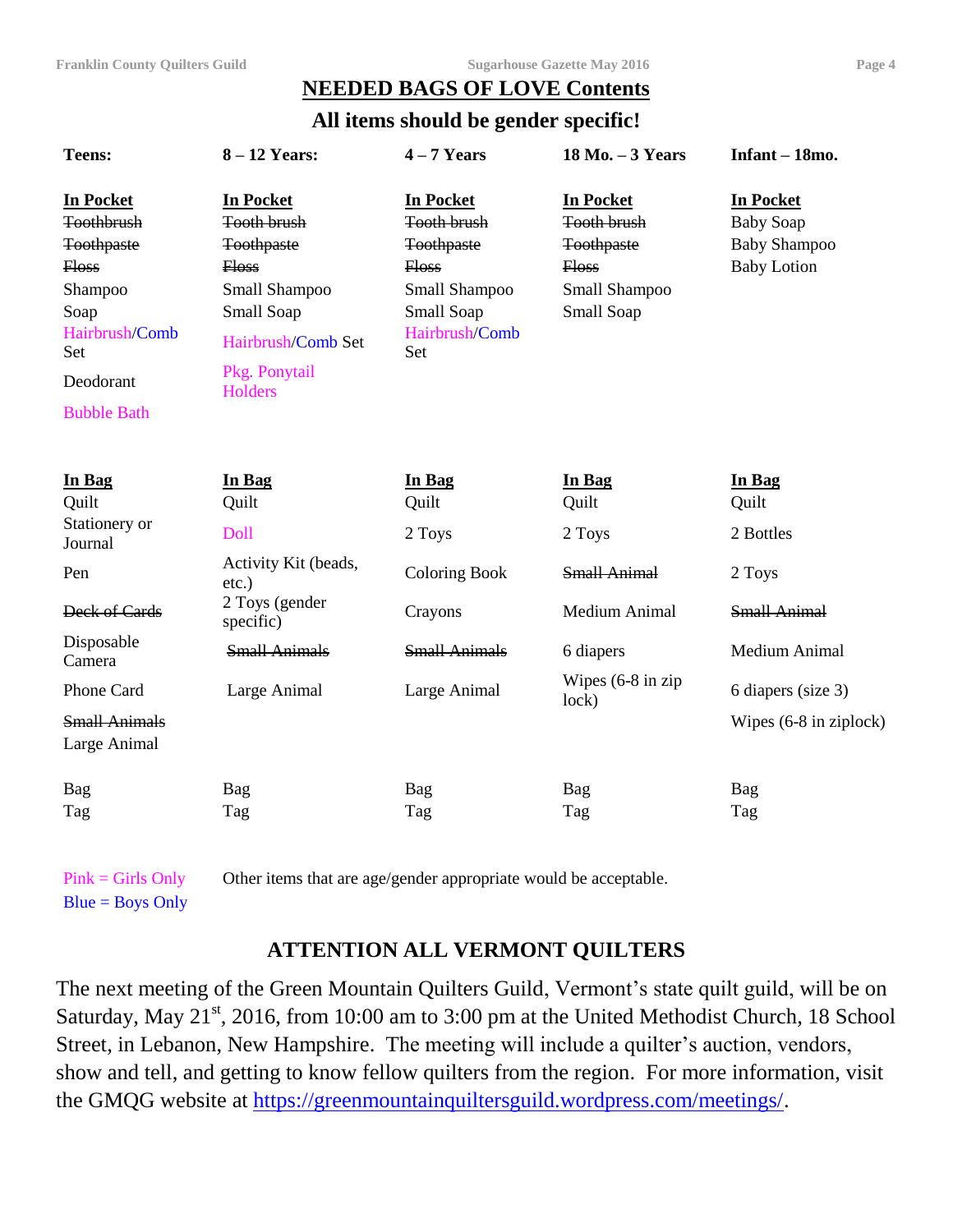## NEEDED BAGS OF LOVE Contents

### All items should be gender specific!

| Teens: | 8 – 12 Years: | 4 – 7 Years | 18 Mo. – 3 Years | Infant – 18mo. |
|---|---|---|---|---|
| **In Pocket** | **In Pocket** | **In Pocket** | **In Pocket** | **In Pocket** |
| ~~Toothbrush~~ | ~~Tooth brush~~ | ~~Tooth brush~~ | ~~Tooth brush~~ | Baby Soap |
| ~~Toothpaste~~ | ~~Toothpaste~~ | ~~Toothpaste~~ | ~~Toothpaste~~ | Baby Shampoo |
| ~~Floss~~ | ~~Floss~~ | ~~Floss~~ | ~~Floss~~ | Baby Lotion |
| Shampoo | Small Shampoo | Small Shampoo | Small Shampoo | |
| Soap | Small Soap | Small Soap | Small Soap | |
| Hairbrush/Comb Set | Hairbrush/Comb Set | Hairbrush/Comb Set | | |
| Deodorant | Pkg. Ponytail Holders | | | |
| Bubble Bath | | | | |
| **In Bag** | **In Bag** | **In Bag** | **In Bag** | **In Bag** |
| Quilt | Quilt | Quilt | Quilt | Quilt |
| Stationery or Journal | Doll | 2 Toys | 2 Toys | 2 Bottles |
| Pen | Activity Kit (beads, etc.) | Coloring Book | ~~Small Animal~~ | 2 Toys |
| ~~Deck of Cards~~ | 2 Toys (gender specific) | Crayons | Medium Animal | ~~Small Animal~~ |
| Disposable Camera | ~~Small Animals~~ | ~~Small Animals~~ | 6 diapers | Medium Animal |
| Phone Card | Large Animal | Large Animal | Wipes (6-8 in zip lock) | 6 diapers (size 3) |
| ~~Small Animals~~ | | | | Wipes (6-8 in ziplock) |
| Large Animal | | | | |
| Bag | Bag | Bag | Bag | Bag |
| Tag | Tag | Tag | Tag | Tag |

Pink = Girls Only (Hairbrush, Bubble Bath, Pkg. Ponytail Holders, Doll)
Blue = Boys Only (Comb)

Other items that are age/gender appropriate would be acceptable.

## ATTENTION ALL VERMONT QUILTERS

The next meeting of the Green Mountain Quilters Guild, Vermont's state quilt guild, will be on Saturday, May 21st, 2016, from 10:00 am to 3:00 pm at the United Methodist Church, 18 School Street, in Lebanon, New Hampshire. The meeting will include a quilter's auction, vendors, show and tell, and getting to know fellow quilters from the region. For more information, visit the GMQG website at https://greenmountainquiltersguild.wordpress.com/meetings/.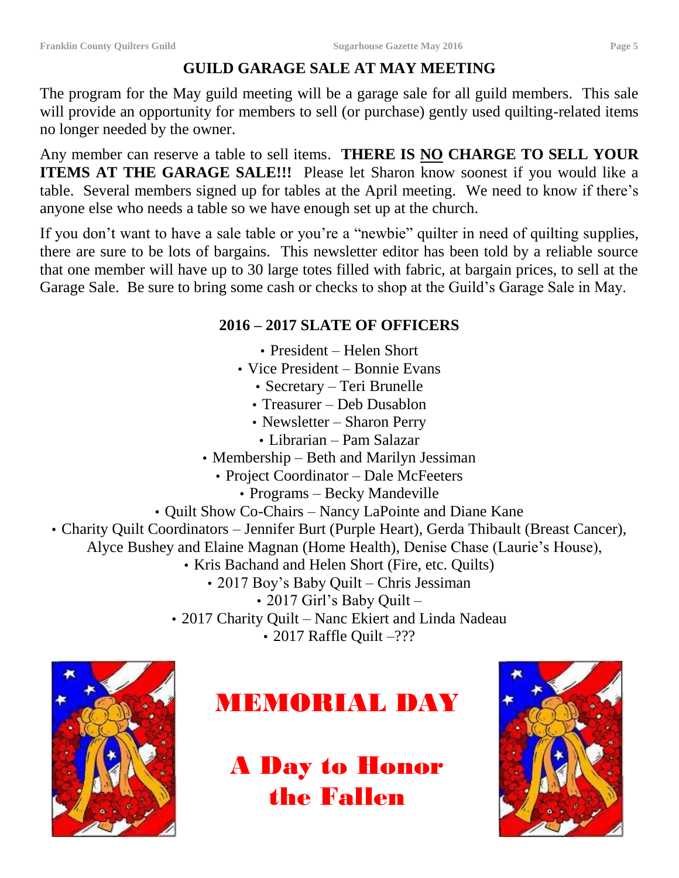## GUILD GARAGE SALE AT MAY MEETING

The program for the May guild meeting will be a garage sale for all guild members. This sale will provide an opportunity for members to sell (or purchase) gently used quilting-related items no longer needed by the owner.

Any member can reserve a table to sell items. **THERE IS NO CHARGE TO SELL YOUR ITEMS AT THE GARAGE SALE!!!** Please let Sharon know soonest if you would like a table. Several members signed up for tables at the April meeting. We need to know if there's anyone else who needs a table so we have enough set up at the church.

If you don't want to have a sale table or you're a "newbie" quilter in need of quilting supplies, there are sure to be lots of bargains. This newsletter editor has been told by a reliable source that one member will have up to 30 large totes filled with fabric, at bargain prices, to sell at the Garage Sale. Be sure to bring some cash or checks to shop at the Guild's Garage Sale in May.

## 2016 – 2017 SLATE OF OFFICERS

- President – Helen Short
- Vice President – Bonnie Evans
- Secretary – Teri Brunelle
- Treasurer – Deb Dusablon
- Newsletter – Sharon Perry
- Librarian – Pam Salazar
- Membership – Beth and Marilyn Jessiman
- Project Coordinator – Dale McFeeters
- Programs – Becky Mandeville
- Quilt Show Co-Chairs – Nancy LaPointe and Diane Kane
- Charity Quilt Coordinators – Jennifer Burt (Purple Heart), Gerda Thibault (Breast Cancer), Alyce Bushey and Elaine Magnan (Home Health), Denise Chase (Laurie's House),
- Kris Bachand and Helen Short (Fire, etc. Quilts)
- 2017 Boy's Baby Quilt – Chris Jessiman
- 2017 Girl's Baby Quilt –
- 2017 Charity Quilt – Nanc Ekiert and Linda Nadeau
- 2017 Raffle Quilt –???

# MEMORIAL DAY

## A Day to Honor the Fallen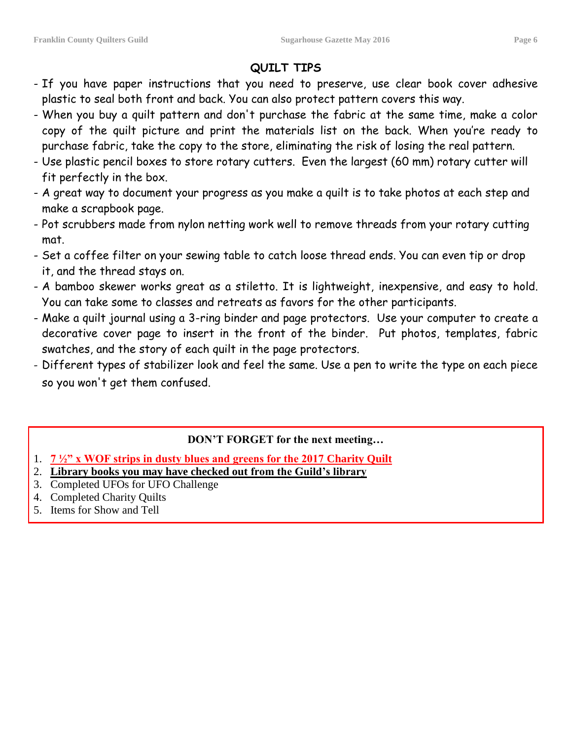## QUILT TIPS

- If you have paper instructions that you need to preserve, use clear book cover adhesive plastic to seal both front and back. You can also protect pattern covers this way.
- When you buy a quilt pattern and don't purchase the fabric at the same time, make a color copy of the quilt picture and print the materials list on the back. When you're ready to purchase fabric, take the copy to the store, eliminating the risk of losing the real pattern.
- Use plastic pencil boxes to store rotary cutters. Even the largest (60 mm) rotary cutter will fit perfectly in the box.
- A great way to document your progress as you make a quilt is to take photos at each step and make a scrapbook page.
- Pot scrubbers made from nylon netting work well to remove threads from your rotary cutting mat.
- Set a coffee filter on your sewing table to catch loose thread ends. You can even tip or drop it, and the thread stays on.
- A bamboo skewer works great as a stiletto. It is lightweight, inexpensive, and easy to hold. You can take some to classes and retreats as favors for the other participants.
- Make a quilt journal using a 3-ring binder and page protectors. Use your computer to create a decorative cover page to insert in the front of the binder. Put photos, templates, fabric swatches, and the story of each quilt in the page protectors.
- Different types of stabilizer look and feel the same. Use a pen to write the type on each piece so you won't get them confused.

**DON'T FORGET for the next meeting…**

1. **7 ½" x WOF strips in dusty blues and greens for the 2017 Charity Quilt**
2. **Library books you may have checked out from the Guild's library**
3. Completed UFOs for UFO Challenge
4. Completed Charity Quilts
5. Items for Show and Tell